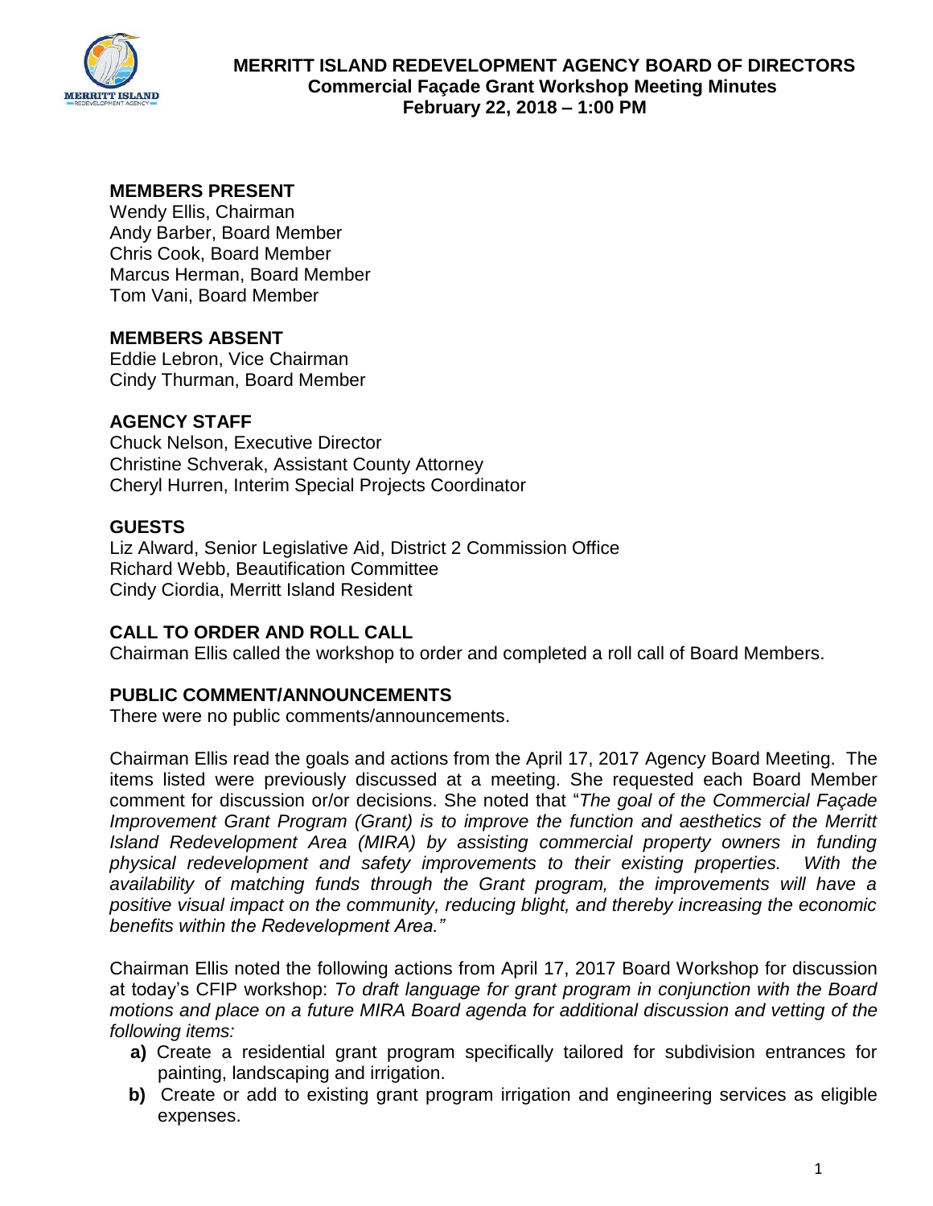**MERRITT ISLAND REDEVELOPMENT AGENCY BOARD OF DIRECTORS**
**Commercial Façade Grant Workshop Meeting Minutes**
**February 22, 2018 – 1:00 PM**

## MEMBERS PRESENT

Wendy Ellis, Chairman
Andy Barber, Board Member
Chris Cook, Board Member
Marcus Herman, Board Member
Tom Vani, Board Member

## MEMBERS ABSENT

Eddie Lebron, Vice Chairman
Cindy Thurman, Board Member

## AGENCY STAFF

Chuck Nelson, Executive Director
Christine Schverak, Assistant County Attorney
Cheryl Hurren, Interim Special Projects Coordinator

## GUESTS

Liz Alward, Senior Legislative Aid, District 2 Commission Office
Richard Webb, Beautification Committee
Cindy Ciordia, Merritt Island Resident

## CALL TO ORDER AND ROLL CALL

Chairman Ellis called the workshop to order and completed a roll call of Board Members.

## PUBLIC COMMENT/ANNOUNCEMENTS

There were no public comments/announcements.

Chairman Ellis read the goals and actions from the April 17, 2017 Agency Board Meeting. The items listed were previously discussed at a meeting. She requested each Board Member comment for discussion or/or decisions. She noted that "*The goal of the Commercial Façade Improvement Grant Program (Grant) is to improve the function and aesthetics of the Merritt Island Redevelopment Area (MIRA) by assisting commercial property owners in funding physical redevelopment and safety improvements to their existing properties. With the availability of matching funds through the Grant program, the improvements will have a positive visual impact on the community, reducing blight, and thereby increasing the economic benefits within the Redevelopment Area.*"

Chairman Ellis noted the following actions from April 17, 2017 Board Workshop for discussion at today's CFIP workshop: *To draft language for grant program in conjunction with the Board motions and place on a future MIRA Board agenda for additional discussion and vetting of the following items:*

- **a)** Create a residential grant program specifically tailored for subdivision entrances for painting, landscaping and irrigation.
- **b)** Create or add to existing grant program irrigation and engineering services as eligible expenses.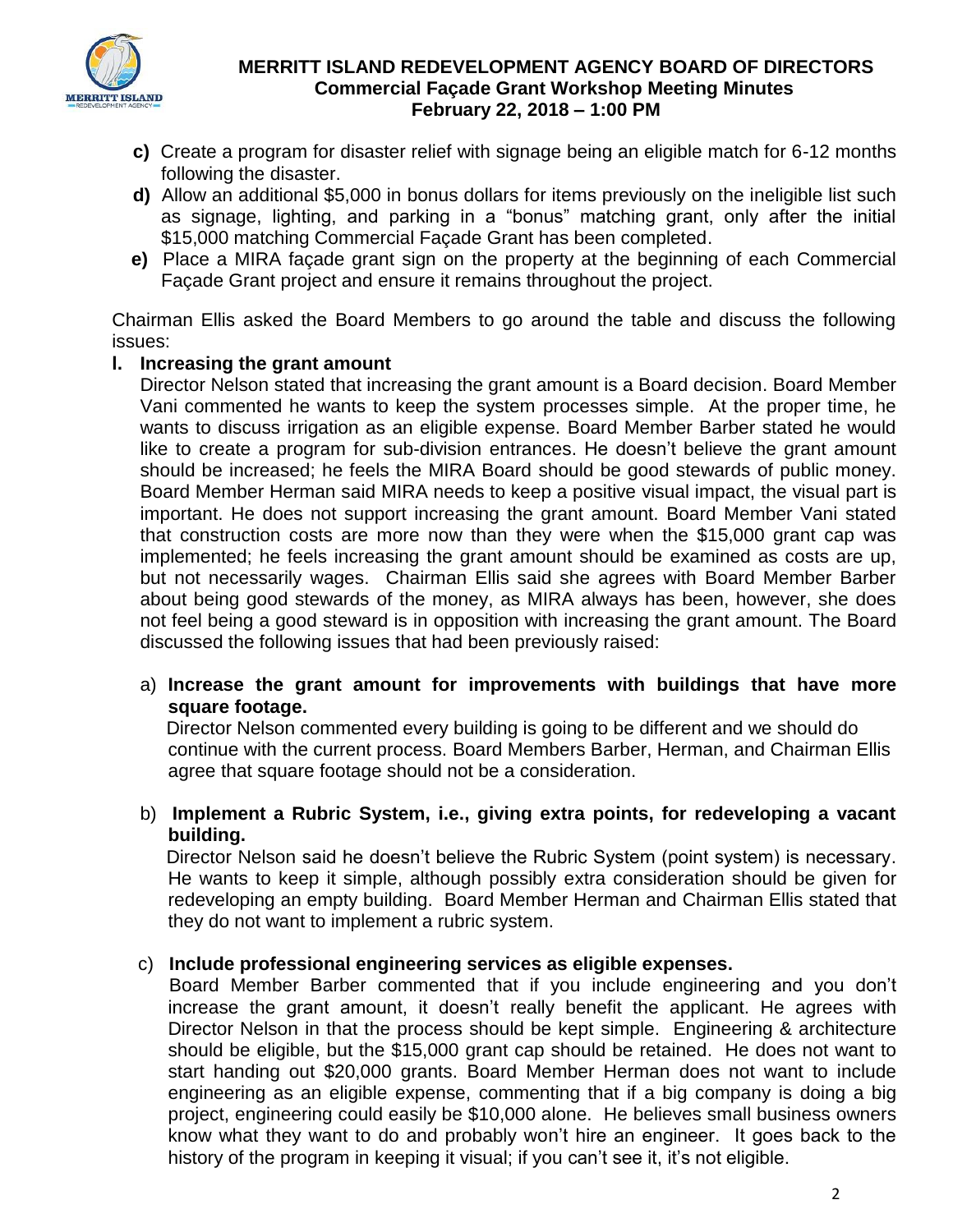c) Create a program for disaster relief with signage being an eligible match for 6-12 months following the disaster.

d) Allow an additional $5,000 in bonus dollars for items previously on the ineligible list such as signage, lighting, and parking in a "bonus" matching grant, only after the initial $15,000 matching Commercial Façade Grant has been completed.

e) Place a MIRA façade grant sign on the property at the beginning of each Commercial Façade Grant project and ensure it remains throughout the project.

Chairman Ellis asked the Board Members to go around the table and discuss the following issues:

**I. Increasing the grant amount**

Director Nelson stated that increasing the grant amount is a Board decision. Board Member Vani commented he wants to keep the system processes simple. At the proper time, he wants to discuss irrigation as an eligible expense. Board Member Barber stated he would like to create a program for sub-division entrances. He doesn't believe the grant amount should be increased; he feels the MIRA Board should be good stewards of public money. Board Member Herman said MIRA needs to keep a positive visual impact, the visual part is important. He does not support increasing the grant amount. Board Member Vani stated that construction costs are more now than they were when the $15,000 grant cap was implemented; he feels increasing the grant amount should be examined as costs are up, but not necessarily wages. Chairman Ellis said she agrees with Board Member Barber about being good stewards of the money, as MIRA always has been, however, she does not feel being a good steward is in opposition with increasing the grant amount. The Board discussed the following issues that had been previously raised:

a) **Increase the grant amount for improvements with buildings that have more square footage.**

Director Nelson commented every building is going to be different and we should do continue with the current process. Board Members Barber, Herman, and Chairman Ellis agree that square footage should not be a consideration.

b) **Implement a Rubric System, i.e., giving extra points, for redeveloping a vacant building.**

Director Nelson said he doesn't believe the Rubric System (point system) is necessary. He wants to keep it simple, although possibly extra consideration should be given for redeveloping an empty building. Board Member Herman and Chairman Ellis stated that they do not want to implement a rubric system.

c) **Include professional engineering services as eligible expenses.**

Board Member Barber commented that if you include engineering and you don't increase the grant amount, it doesn't really benefit the applicant. He agrees with Director Nelson in that the process should be kept simple. Engineering & architecture should be eligible, but the $15,000 grant cap should be retained. He does not want to start handing out $20,000 grants. Board Member Herman does not want to include engineering as an eligible expense, commenting that if a big company is doing a big project, engineering could easily be $10,000 alone. He believes small business owners know what they want to do and probably won't hire an engineer. It goes back to the history of the program in keeping it visual; if you can't see it, it's not eligible.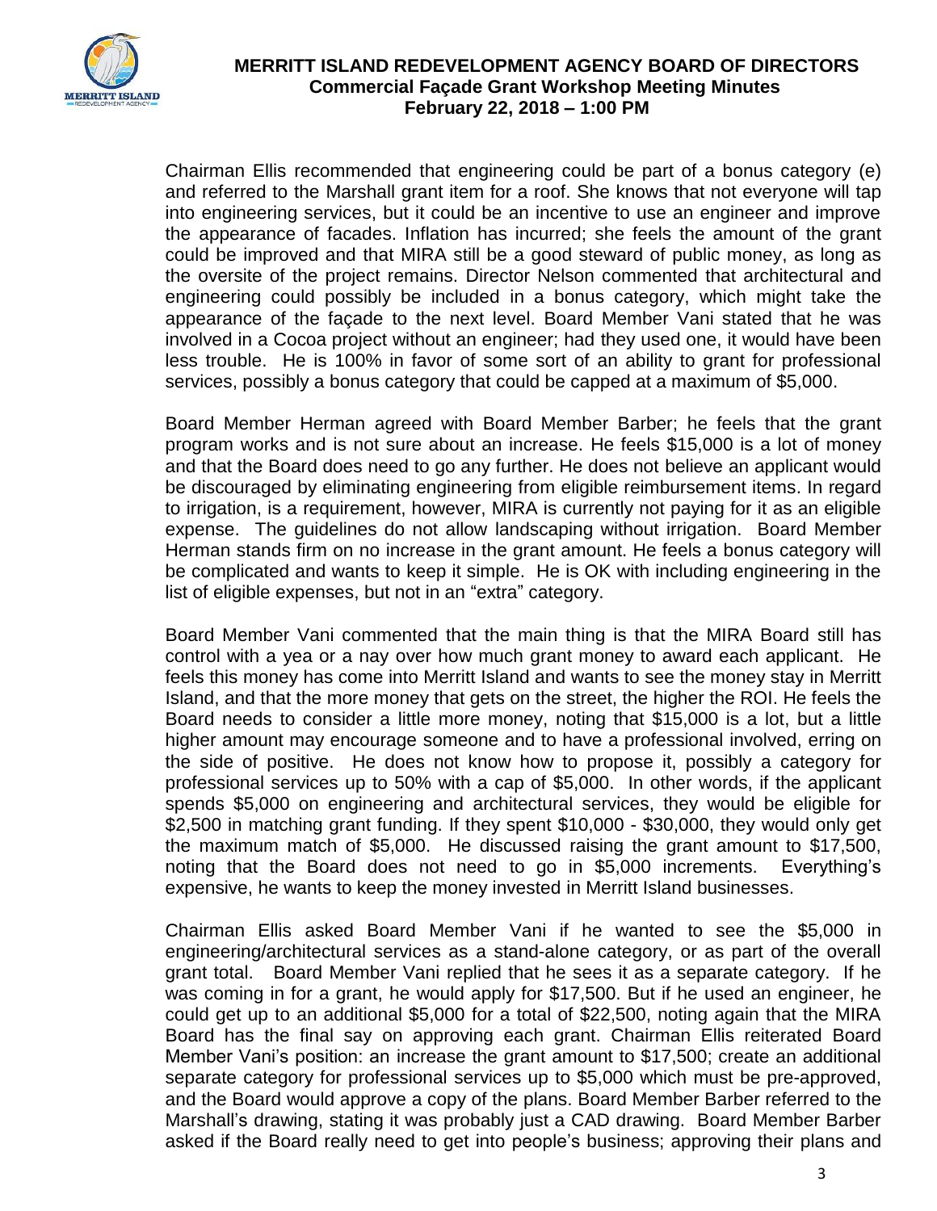Chairman Ellis recommended that engineering could be part of a bonus category (e) and referred to the Marshall grant item for a roof. She knows that not everyone will tap into engineering services, but it could be an incentive to use an engineer and improve the appearance of facades. Inflation has incurred; she feels the amount of the grant could be improved and that MIRA still be a good steward of public money, as long as the oversite of the project remains. Director Nelson commented that architectural and engineering could possibly be included in a bonus category, which might take the appearance of the façade to the next level. Board Member Vani stated that he was involved in a Cocoa project without an engineer; had they used one, it would have been less trouble. He is 100% in favor of some sort of an ability to grant for professional services, possibly a bonus category that could be capped at a maximum of $5,000.

Board Member Herman agreed with Board Member Barber; he feels that the grant program works and is not sure about an increase. He feels $15,000 is a lot of money and that the Board does need to go any further. He does not believe an applicant would be discouraged by eliminating engineering from eligible reimbursement items. In regard to irrigation, is a requirement, however, MIRA is currently not paying for it as an eligible expense. The guidelines do not allow landscaping without irrigation. Board Member Herman stands firm on no increase in the grant amount. He feels a bonus category will be complicated and wants to keep it simple. He is OK with including engineering in the list of eligible expenses, but not in an "extra" category.

Board Member Vani commented that the main thing is that the MIRA Board still has control with a yea or a nay over how much grant money to award each applicant. He feels this money has come into Merritt Island and wants to see the money stay in Merritt Island, and that the more money that gets on the street, the higher the ROI. He feels the Board needs to consider a little more money, noting that $15,000 is a lot, but a little higher amount may encourage someone and to have a professional involved, erring on the side of positive. He does not know how to propose it, possibly a category for professional services up to 50% with a cap of $5,000. In other words, if the applicant spends $5,000 on engineering and architectural services, they would be eligible for $2,500 in matching grant funding. If they spent $10,000 - $30,000, they would only get the maximum match of $5,000. He discussed raising the grant amount to $17,500, noting that the Board does not need to go in $5,000 increments. Everything's expensive, he wants to keep the money invested in Merritt Island businesses.

Chairman Ellis asked Board Member Vani if he wanted to see the $5,000 in engineering/architectural services as a stand-alone category, or as part of the overall grant total. Board Member Vani replied that he sees it as a separate category. If he was coming in for a grant, he would apply for $17,500. But if he used an engineer, he could get up to an additional $5,000 for a total of $22,500, noting again that the MIRA Board has the final say on approving each grant. Chairman Ellis reiterated Board Member Vani's position: an increase the grant amount to $17,500; create an additional separate category for professional services up to $5,000 which must be pre-approved, and the Board would approve a copy of the plans. Board Member Barber referred to the Marshall's drawing, stating it was probably just a CAD drawing. Board Member Barber asked if the Board really need to get into people's business; approving their plans and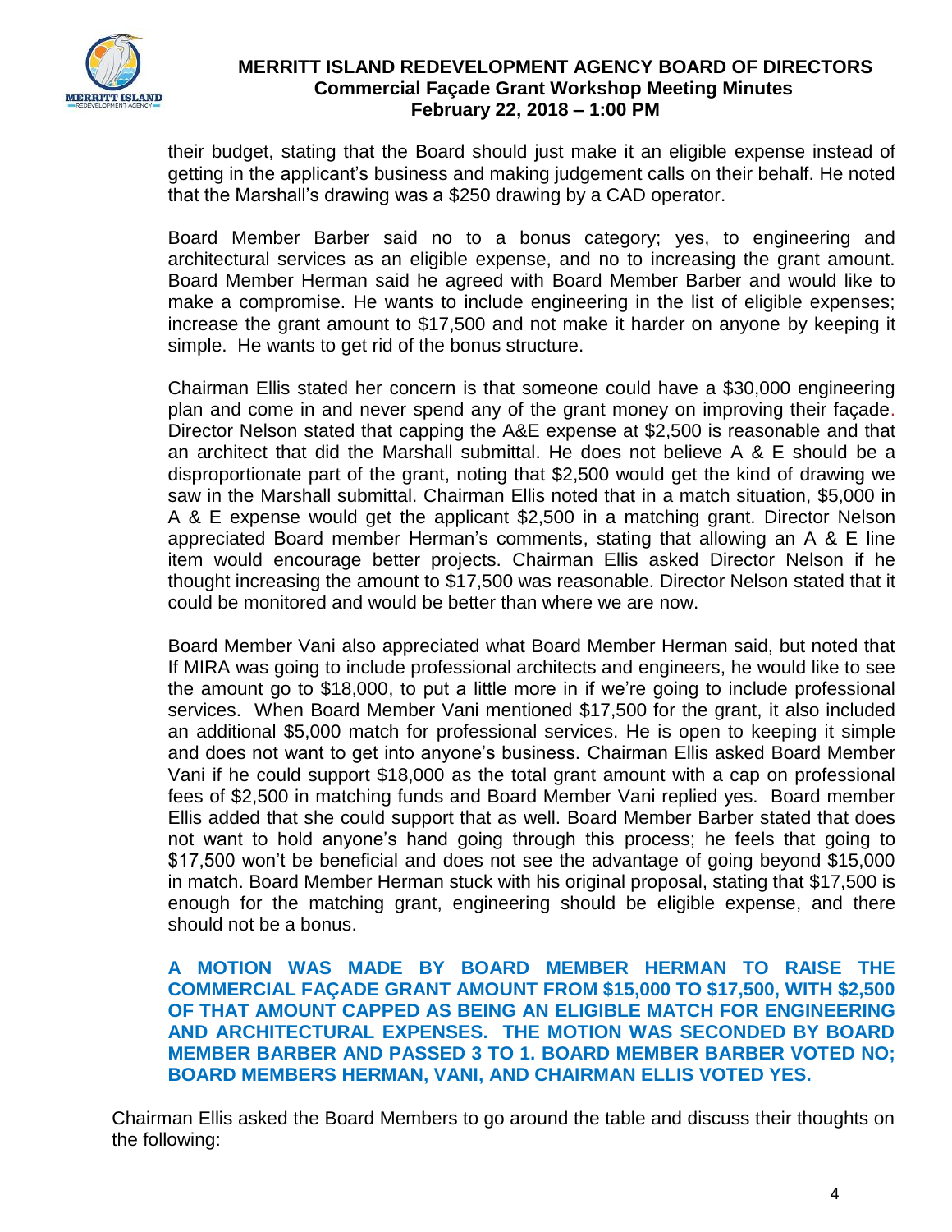their budget, stating that the Board should just make it an eligible expense instead of getting in the applicant's business and making judgement calls on their behalf. He noted that the Marshall's drawing was a $250 drawing by a CAD operator.

Board Member Barber said no to a bonus category; yes, to engineering and architectural services as an eligible expense, and no to increasing the grant amount. Board Member Herman said he agreed with Board Member Barber and would like to make a compromise. He wants to include engineering in the list of eligible expenses; increase the grant amount to $17,500 and not make it harder on anyone by keeping it simple. He wants to get rid of the bonus structure.

Chairman Ellis stated her concern is that someone could have a $30,000 engineering plan and come in and never spend any of the grant money on improving their façade. Director Nelson stated that capping the A&E expense at $2,500 is reasonable and that an architect that did the Marshall submittal. He does not believe A & E should be a disproportionate part of the grant, noting that $2,500 would get the kind of drawing we saw in the Marshall submittal. Chairman Ellis noted that in a match situation, $5,000 in A & E expense would get the applicant $2,500 in a matching grant. Director Nelson appreciated Board member Herman's comments, stating that allowing an A & E line item would encourage better projects. Chairman Ellis asked Director Nelson if he thought increasing the amount to $17,500 was reasonable. Director Nelson stated that it could be monitored and would be better than where we are now.

Board Member Vani also appreciated what Board Member Herman said, but noted that If MIRA was going to include professional architects and engineers, he would like to see the amount go to $18,000, to put a little more in if we're going to include professional services. When Board Member Vani mentioned $17,500 for the grant, it also included an additional $5,000 match for professional services. He is open to keeping it simple and does not want to get into anyone's business. Chairman Ellis asked Board Member Vani if he could support $18,000 as the total grant amount with a cap on professional fees of $2,500 in matching funds and Board Member Vani replied yes. Board member Ellis added that she could support that as well. Board Member Barber stated that does not want to hold anyone's hand going through this process; he feels that going to $17,500 won't be beneficial and does not see the advantage of going beyond $15,000 in match. Board Member Herman stuck with his original proposal, stating that $17,500 is enough for the matching grant, engineering should be eligible expense, and there should not be a bonus.

**A MOTION WAS MADE BY BOARD MEMBER HERMAN TO RAISE THE COMMERCIAL FAÇADE GRANT AMOUNT FROM $15,000 TO $17,500, WITH $2,500 OF THAT AMOUNT CAPPED AS BEING AN ELIGIBLE MATCH FOR ENGINEERING AND ARCHITECTURAL EXPENSES. THE MOTION WAS SECONDED BY BOARD MEMBER BARBER AND PASSED 3 TO 1. BOARD MEMBER BARBER VOTED NO; BOARD MEMBERS HERMAN, VANI, AND CHAIRMAN ELLIS VOTED YES.**

Chairman Ellis asked the Board Members to go around the table and discuss their thoughts on the following: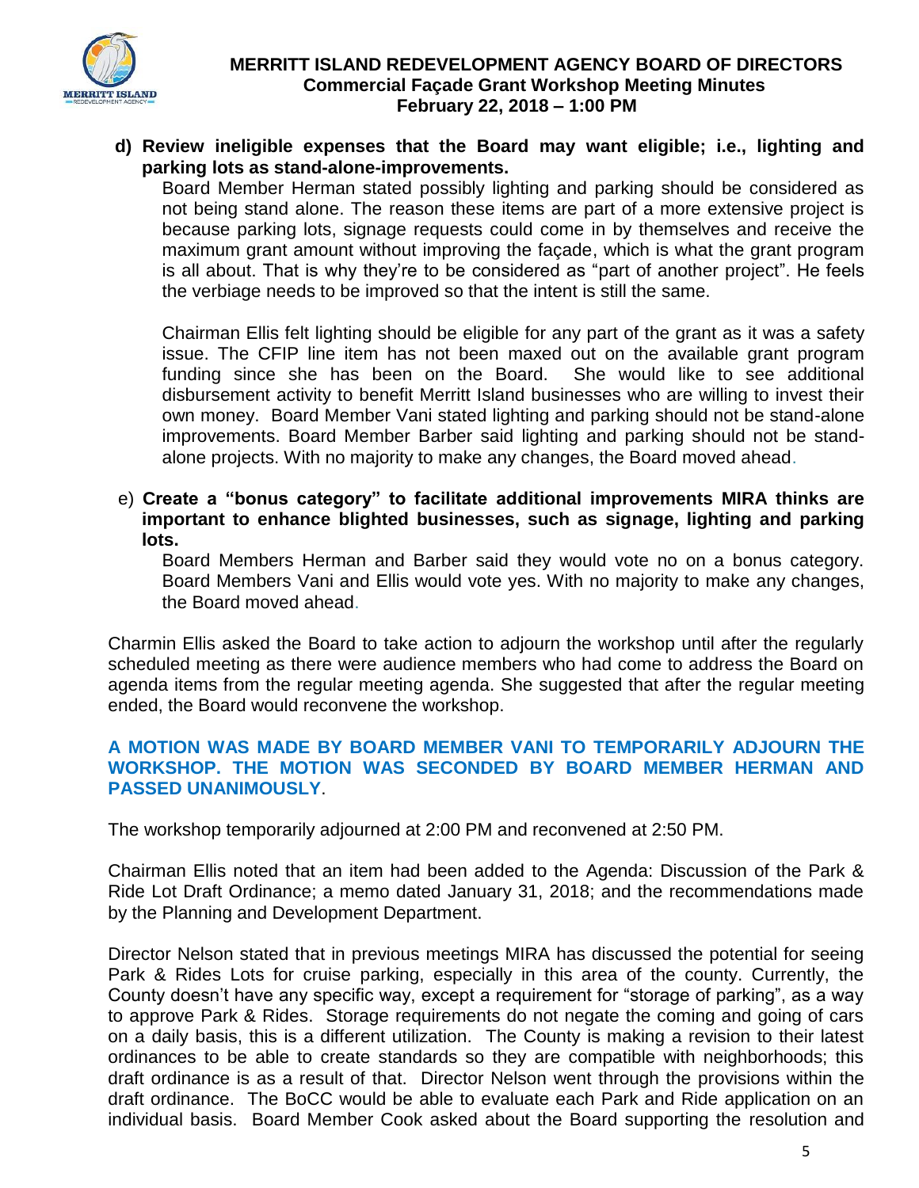**d) Review ineligible expenses that the Board may want eligible; i.e., lighting and parking lots as stand-alone-improvements.**

Board Member Herman stated possibly lighting and parking should be considered as not being stand alone. The reason these items are part of a more extensive project is because parking lots, signage requests could come in by themselves and receive the maximum grant amount without improving the façade, which is what the grant program is all about. That is why they're to be considered as "part of another project". He feels the verbiage needs to be improved so that the intent is still the same.

Chairman Ellis felt lighting should be eligible for any part of the grant as it was a safety issue. The CFIP line item has not been maxed out on the available grant program funding since she has been on the Board. She would like to see additional disbursement activity to benefit Merritt Island businesses who are willing to invest their own money. Board Member Vani stated lighting and parking should not be stand-alone improvements. Board Member Barber said lighting and parking should not be stand-alone projects. With no majority to make any changes, the Board moved ahead.

e) **Create a "bonus category" to facilitate additional improvements MIRA thinks are important to enhance blighted businesses, such as signage, lighting and parking lots.**

Board Members Herman and Barber said they would vote no on a bonus category. Board Members Vani and Ellis would vote yes. With no majority to make any changes, the Board moved ahead.

Charmin Ellis asked the Board to take action to adjourn the workshop until after the regularly scheduled meeting as there were audience members who had come to address the Board on agenda items from the regular meeting agenda. She suggested that after the regular meeting ended, the Board would reconvene the workshop.

**A MOTION WAS MADE BY BOARD MEMBER VANI TO TEMPORARILY ADJOURN THE WORKSHOP. THE MOTION WAS SECONDED BY BOARD MEMBER HERMAN AND PASSED UNANIMOUSLY**.

The workshop temporarily adjourned at 2:00 PM and reconvened at 2:50 PM.

Chairman Ellis noted that an item had been added to the Agenda: Discussion of the Park & Ride Lot Draft Ordinance; a memo dated January 31, 2018; and the recommendations made by the Planning and Development Department.

Director Nelson stated that in previous meetings MIRA has discussed the potential for seeing Park & Rides Lots for cruise parking, especially in this area of the county. Currently, the County doesn't have any specific way, except a requirement for "storage of parking", as a way to approve Park & Rides. Storage requirements do not negate the coming and going of cars on a daily basis, this is a different utilization. The County is making a revision to their latest ordinances to be able to create standards so they are compatible with neighborhoods; this draft ordinance is as a result of that. Director Nelson went through the provisions within the draft ordinance. The BoCC would be able to evaluate each Park and Ride application on an individual basis. Board Member Cook asked about the Board supporting the resolution and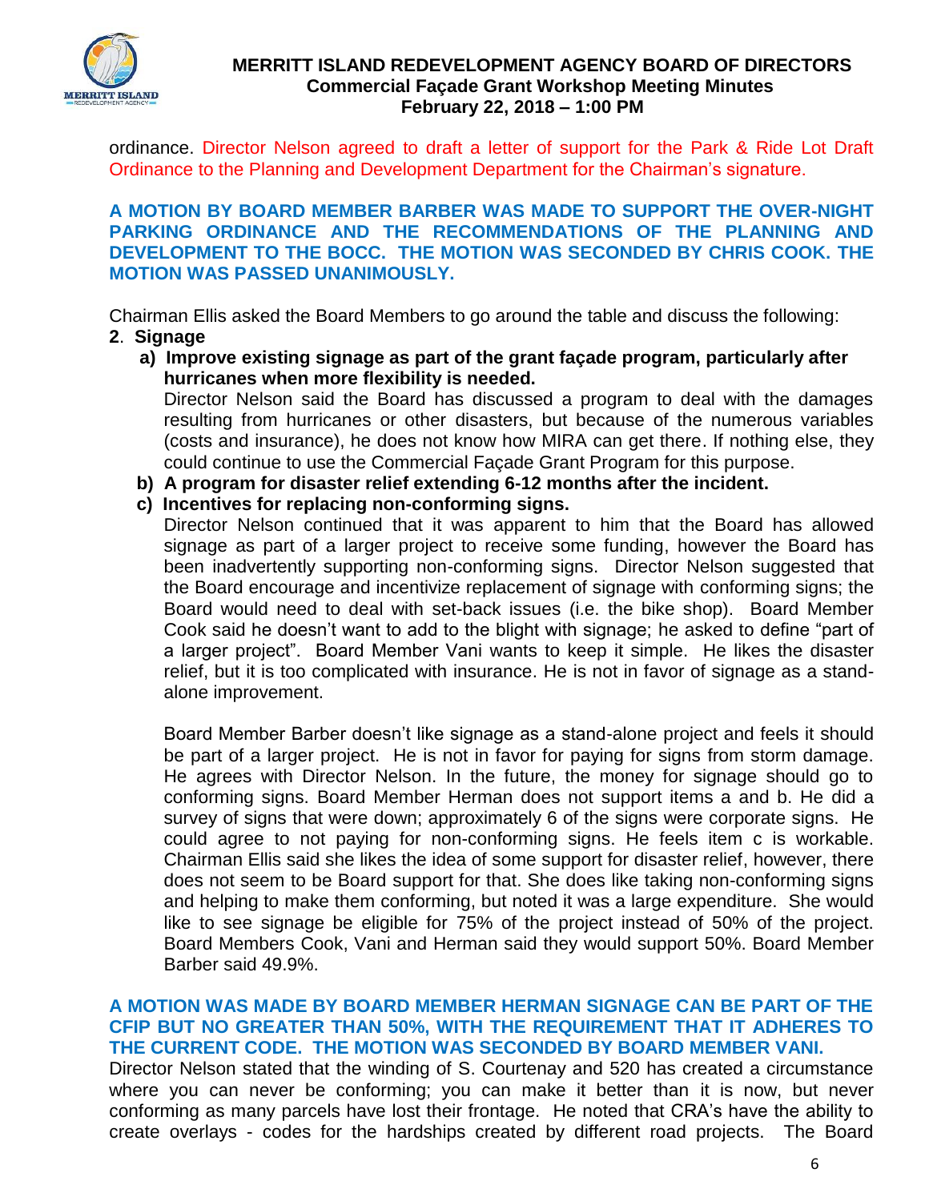ordinance. Director Nelson agreed to draft a letter of support for the Park & Ride Lot Draft Ordinance to the Planning and Development Department for the Chairman's signature.

**A MOTION BY BOARD MEMBER BARBER WAS MADE TO SUPPORT THE OVER-NIGHT PARKING ORDINANCE AND THE RECOMMENDATIONS OF THE PLANNING AND DEVELOPMENT TO THE BOCC. THE MOTION WAS SECONDED BY CHRIS COOK. THE MOTION WAS PASSED UNANIMOUSLY.**

Chairman Ellis asked the Board Members to go around the table and discuss the following:

**2. Signage**

**a) Improve existing signage as part of the grant façade program, particularly after hurricanes when more flexibility is needed.**

Director Nelson said the Board has discussed a program to deal with the damages resulting from hurricanes or other disasters, but because of the numerous variables (costs and insurance), he does not know how MIRA can get there. If nothing else, they could continue to use the Commercial Façade Grant Program for this purpose.

**b) A program for disaster relief extending 6-12 months after the incident.**

**c) Incentives for replacing non-conforming signs.**

Director Nelson continued that it was apparent to him that the Board has allowed signage as part of a larger project to receive some funding, however the Board has been inadvertently supporting non-conforming signs. Director Nelson suggested that the Board encourage and incentivize replacement of signage with conforming signs; the Board would need to deal with set-back issues (i.e. the bike shop). Board Member Cook said he doesn't want to add to the blight with signage; he asked to define "part of a larger project". Board Member Vani wants to keep it simple. He likes the disaster relief, but it is too complicated with insurance. He is not in favor of signage as a stand-alone improvement.

Board Member Barber doesn't like signage as a stand-alone project and feels it should be part of a larger project. He is not in favor for paying for signs from storm damage. He agrees with Director Nelson. In the future, the money for signage should go to conforming signs. Board Member Herman does not support items a and b. He did a survey of signs that were down; approximately 6 of the signs were corporate signs. He could agree to not paying for non-conforming signs. He feels item c is workable. Chairman Ellis said she likes the idea of some support for disaster relief, however, there does not seem to be Board support for that. She does like taking non-conforming signs and helping to make them conforming, but noted it was a large expenditure. She would like to see signage be eligible for 75% of the project instead of 50% of the project. Board Members Cook, Vani and Herman said they would support 50%. Board Member Barber said 49.9%.

**A MOTION WAS MADE BY BOARD MEMBER HERMAN SIGNAGE CAN BE PART OF THE CFIP BUT NO GREATER THAN 50%, WITH THE REQUIREMENT THAT IT ADHERES TO THE CURRENT CODE. THE MOTION WAS SECONDED BY BOARD MEMBER VANI.**

Director Nelson stated that the winding of S. Courtenay and 520 has created a circumstance where you can never be conforming; you can make it better than it is now, but never conforming as many parcels have lost their frontage. He noted that CRA's have the ability to create overlays - codes for the hardships created by different road projects. The Board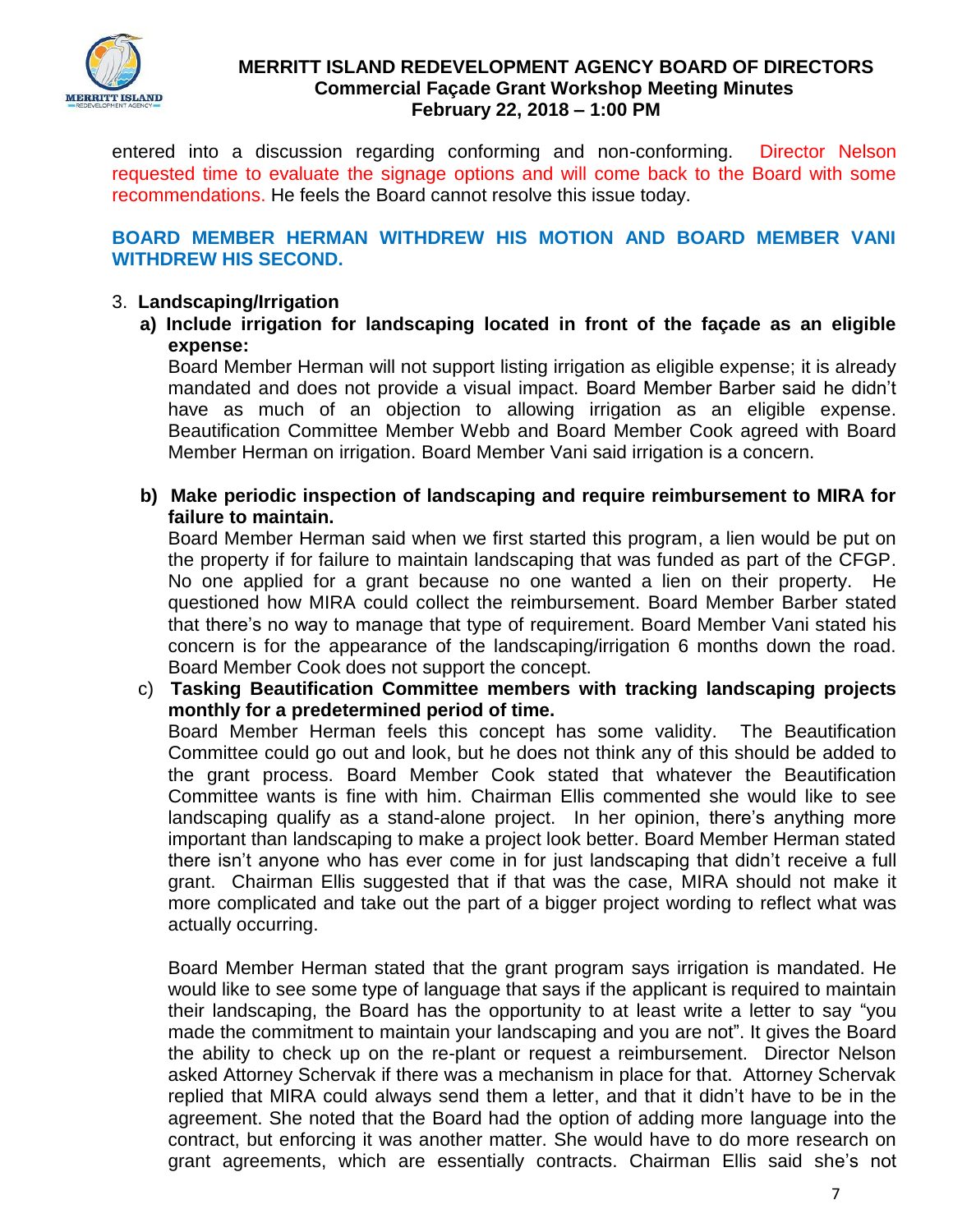entered into a discussion regarding conforming and non-conforming. Director Nelson requested time to evaluate the signage options and will come back to the Board with some recommendations. He feels the Board cannot resolve this issue today.

**BOARD MEMBER HERMAN WITHDREW HIS MOTION AND BOARD MEMBER VANI WITHDREW HIS SECOND.**

3. **Landscaping/Irrigation**

   **a) Include irrigation for landscaping located in front of the façade as an eligible expense:**
   
   Board Member Herman will not support listing irrigation as eligible expense; it is already mandated and does not provide a visual impact. Board Member Barber said he didn't have as much of an objection to allowing irrigation as an eligible expense. Beautification Committee Member Webb and Board Member Cook agreed with Board Member Herman on irrigation. Board Member Vani said irrigation is a concern.

   **b) Make periodic inspection of landscaping and require reimbursement to MIRA for failure to maintain.**
   
   Board Member Herman said when we first started this program, a lien would be put on the property if for failure to maintain landscaping that was funded as part of the CFGP. No one applied for a grant because no one wanted a lien on their property. He questioned how MIRA could collect the reimbursement. Board Member Barber stated that there's no way to manage that type of requirement. Board Member Vani stated his concern is for the appearance of the landscaping/irrigation 6 months down the road. Board Member Cook does not support the concept.

   c) **Tasking Beautification Committee members with tracking landscaping projects monthly for a predetermined period of time.**
   
   Board Member Herman feels this concept has some validity. The Beautification Committee could go out and look, but he does not think any of this should be added to the grant process. Board Member Cook stated that whatever the Beautification Committee wants is fine with him. Chairman Ellis commented she would like to see landscaping qualify as a stand-alone project. In her opinion, there's anything more important than landscaping to make a project look better. Board Member Herman stated there isn't anyone who has ever come in for just landscaping that didn't receive a full grant. Chairman Ellis suggested that if that was the case, MIRA should not make it more complicated and take out the part of a bigger project wording to reflect what was actually occurring.

   Board Member Herman stated that the grant program says irrigation is mandated. He would like to see some type of language that says if the applicant is required to maintain their landscaping, the Board has the opportunity to at least write a letter to say "you made the commitment to maintain your landscaping and you are not". It gives the Board the ability to check up on the re-plant or request a reimbursement. Director Nelson asked Attorney Schervak if there was a mechanism in place for that. Attorney Schervak replied that MIRA could always send them a letter, and that it didn't have to be in the agreement. She noted that the Board had the option of adding more language into the contract, but enforcing it was another matter. She would have to do more research on grant agreements, which are essentially contracts. Chairman Ellis said she's not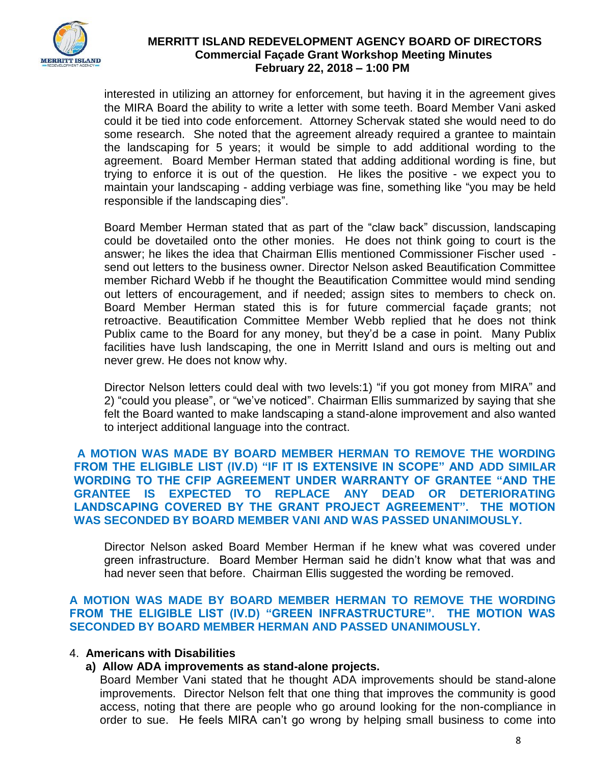interested in utilizing an attorney for enforcement, but having it in the agreement gives the MIRA Board the ability to write a letter with some teeth. Board Member Vani asked could it be tied into code enforcement. Attorney Schervak stated she would need to do some research. She noted that the agreement already required a grantee to maintain the landscaping for 5 years; it would be simple to add additional wording to the agreement. Board Member Herman stated that adding additional wording is fine, but trying to enforce it is out of the question. He likes the positive - we expect you to maintain your landscaping - adding verbiage was fine, something like "you may be held responsible if the landscaping dies".

Board Member Herman stated that as part of the "claw back" discussion, landscaping could be dovetailed onto the other monies. He does not think going to court is the answer; he likes the idea that Chairman Ellis mentioned Commissioner Fischer used - send out letters to the business owner. Director Nelson asked Beautification Committee member Richard Webb if he thought the Beautification Committee would mind sending out letters of encouragement, and if needed; assign sites to members to check on. Board Member Herman stated this is for future commercial façade grants; not retroactive. Beautification Committee Member Webb replied that he does not think Publix came to the Board for any money, but they'd be a case in point. Many Publix facilities have lush landscaping, the one in Merritt Island and ours is melting out and never grew. He does not know why.

Director Nelson letters could deal with two levels:1) "if you got money from MIRA" and 2) "could you please", or "we've noticed". Chairman Ellis summarized by saying that she felt the Board wanted to make landscaping a stand-alone improvement and also wanted to interject additional language into the contract.

**A MOTION WAS MADE BY BOARD MEMBER HERMAN TO REMOVE THE WORDING FROM THE ELIGIBLE LIST (IV.D) "IF IT IS EXTENSIVE IN SCOPE" AND ADD SIMILAR WORDING TO THE CFIP AGREEMENT UNDER WARRANTY OF GRANTEE "AND THE GRANTEE IS EXPECTED TO REPLACE ANY DEAD OR DETERIORATING LANDSCAPING COVERED BY THE GRANT PROJECT AGREEMENT". THE MOTION WAS SECONDED BY BOARD MEMBER VANI AND WAS PASSED UNANIMOUSLY.**

Director Nelson asked Board Member Herman if he knew what was covered under green infrastructure. Board Member Herman said he didn't know what that was and had never seen that before. Chairman Ellis suggested the wording be removed.

**A MOTION WAS MADE BY BOARD MEMBER HERMAN TO REMOVE THE WORDING FROM THE ELIGIBLE LIST (IV.D) "GREEN INFRASTRUCTURE". THE MOTION WAS SECONDED BY BOARD MEMBER HERMAN AND PASSED UNANIMOUSLY.**

4. **Americans with Disabilities**

   **a) Allow ADA improvements as stand-alone projects.**

   Board Member Vani stated that he thought ADA improvements should be stand-alone improvements. Director Nelson felt that one thing that improves the community is good access, noting that there are people who go around looking for the non-compliance in order to sue. He feels MIRA can't go wrong by helping small business to come into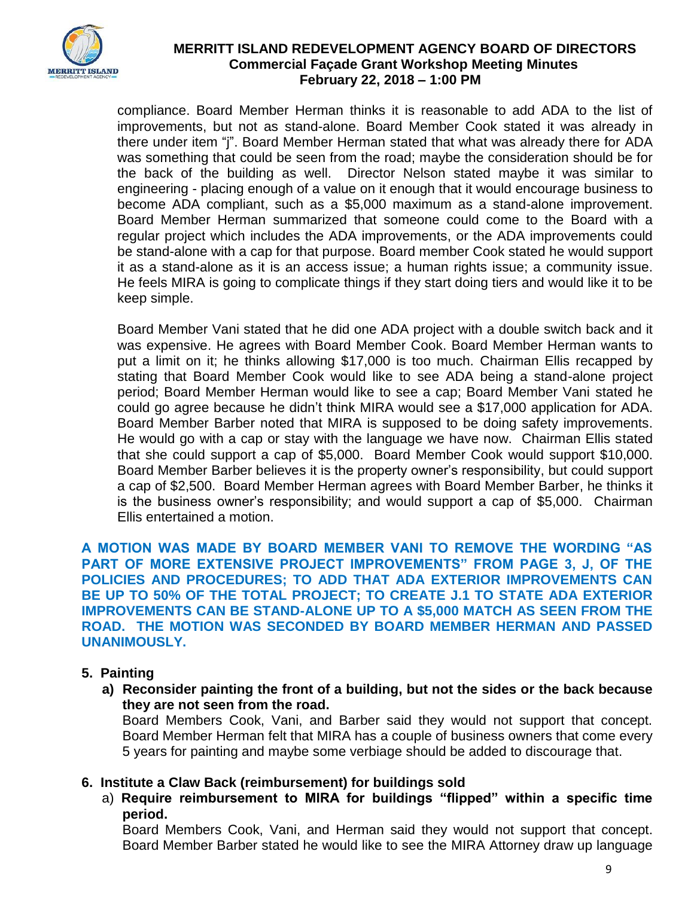compliance. Board Member Herman thinks it is reasonable to add ADA to the list of improvements, but not as stand-alone. Board Member Cook stated it was already in there under item "j". Board Member Herman stated that what was already there for ADA was something that could be seen from the road; maybe the consideration should be for the back of the building as well. Director Nelson stated maybe it was similar to engineering - placing enough of a value on it enough that it would encourage business to become ADA compliant, such as a $5,000 maximum as a stand-alone improvement. Board Member Herman summarized that someone could come to the Board with a regular project which includes the ADA improvements, or the ADA improvements could be stand-alone with a cap for that purpose. Board member Cook stated he would support it as a stand-alone as it is an access issue; a human rights issue; a community issue. He feels MIRA is going to complicate things if they start doing tiers and would like it to be keep simple.

Board Member Vani stated that he did one ADA project with a double switch back and it was expensive. He agrees with Board Member Cook. Board Member Herman wants to put a limit on it; he thinks allowing $17,000 is too much. Chairman Ellis recapped by stating that Board Member Cook would like to see ADA being a stand-alone project period; Board Member Herman would like to see a cap; Board Member Vani stated he could go agree because he didn't think MIRA would see a $17,000 application for ADA. Board Member Barber noted that MIRA is supposed to be doing safety improvements. He would go with a cap or stay with the language we have now. Chairman Ellis stated that she could support a cap of $5,000. Board Member Cook would support $10,000. Board Member Barber believes it is the property owner's responsibility, but could support a cap of $2,500. Board Member Herman agrees with Board Member Barber, he thinks it is the business owner's responsibility; and would support a cap of $5,000. Chairman Ellis entertained a motion.

**A MOTION WAS MADE BY BOARD MEMBER VANI TO REMOVE THE WORDING "AS PART OF MORE EXTENSIVE PROJECT IMPROVEMENTS" FROM PAGE 3, J, OF THE POLICIES AND PROCEDURES; TO ADD THAT ADA EXTERIOR IMPROVEMENTS CAN BE UP TO 50% OF THE TOTAL PROJECT; TO CREATE J.1 TO STATE ADA EXTERIOR IMPROVEMENTS CAN BE STAND-ALONE UP TO A $5,000 MATCH AS SEEN FROM THE ROAD. THE MOTION WAS SECONDED BY BOARD MEMBER HERMAN AND PASSED UNANIMOUSLY.**

**5. Painting**

**a) Reconsider painting the front of a building, but not the sides or the back because they are not seen from the road.**

Board Members Cook, Vani, and Barber said they would not support that concept. Board Member Herman felt that MIRA has a couple of business owners that come every 5 years for painting and maybe some verbiage should be added to discourage that.

**6. Institute a Claw Back (reimbursement) for buildings sold**

a) **Require reimbursement to MIRA for buildings "flipped" within a specific time period.**

Board Members Cook, Vani, and Herman said they would not support that concept. Board Member Barber stated he would like to see the MIRA Attorney draw up language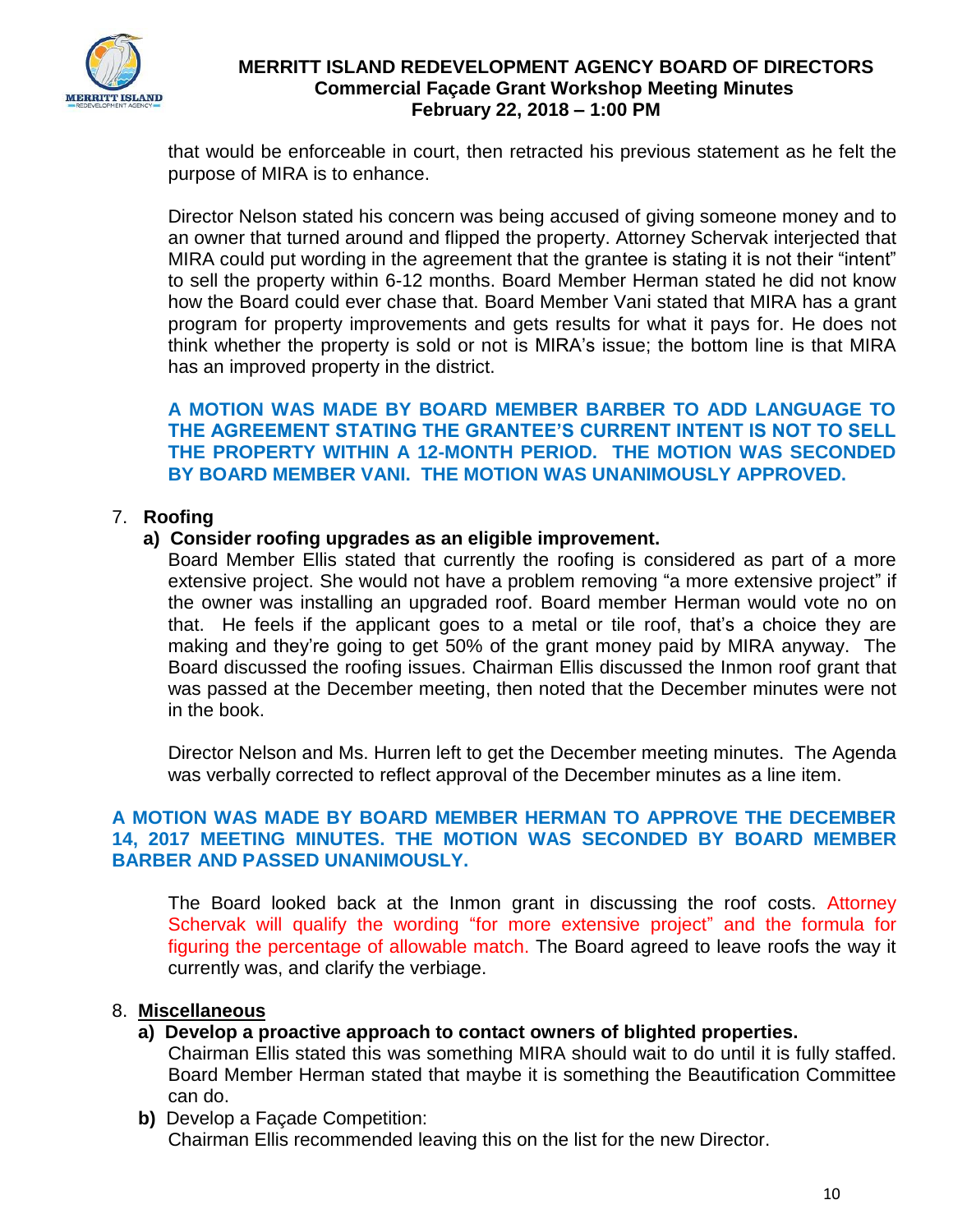that would be enforceable in court, then retracted his previous statement as he felt the purpose of MIRA is to enhance.

Director Nelson stated his concern was being accused of giving someone money and to an owner that turned around and flipped the property. Attorney Schervak interjected that MIRA could put wording in the agreement that the grantee is stating it is not their "intent" to sell the property within 6-12 months. Board Member Herman stated he did not know how the Board could ever chase that. Board Member Vani stated that MIRA has a grant program for property improvements and gets results for what it pays for. He does not think whether the property is sold or not is MIRA's issue; the bottom line is that MIRA has an improved property in the district.

**A MOTION WAS MADE BY BOARD MEMBER BARBER TO ADD LANGUAGE TO THE AGREEMENT STATING THE GRANTEE'S CURRENT INTENT IS NOT TO SELL THE PROPERTY WITHIN A 12-MONTH PERIOD. THE MOTION WAS SECONDED BY BOARD MEMBER VANI. THE MOTION WAS UNANIMOUSLY APPROVED.**

7. **Roofing**

   **a) Consider roofing upgrades as an eligible improvement.**

   Board Member Ellis stated that currently the roofing is considered as part of a more extensive project. She would not have a problem removing "a more extensive project" if the owner was installing an upgraded roof. Board member Herman would vote no on that. He feels if the applicant goes to a metal or tile roof, that's a choice they are making and they're going to get 50% of the grant money paid by MIRA anyway. The Board discussed the roofing issues. Chairman Ellis discussed the Inmon roof grant that was passed at the December meeting, then noted that the December minutes were not in the book.

   Director Nelson and Ms. Hurren left to get the December meeting minutes. The Agenda was verbally corrected to reflect approval of the December minutes as a line item.

**A MOTION WAS MADE BY BOARD MEMBER HERMAN TO APPROVE THE DECEMBER 14, 2017 MEETING MINUTES. THE MOTION WAS SECONDED BY BOARD MEMBER BARBER AND PASSED UNANIMOUSLY.**

The Board looked back at the Inmon grant in discussing the roof costs. Attorney Schervak will qualify the wording "for more extensive project" and the formula for figuring the percentage of allowable match. The Board agreed to leave roofs the way it currently was, and clarify the verbiage.

8. **Miscellaneous**

   **a) Develop a proactive approach to contact owners of blighted properties.**

   Chairman Ellis stated this was something MIRA should wait to do until it is fully staffed. Board Member Herman stated that maybe it is something the Beautification Committee can do.

   **b)** Develop a Façade Competition:

   Chairman Ellis recommended leaving this on the list for the new Director.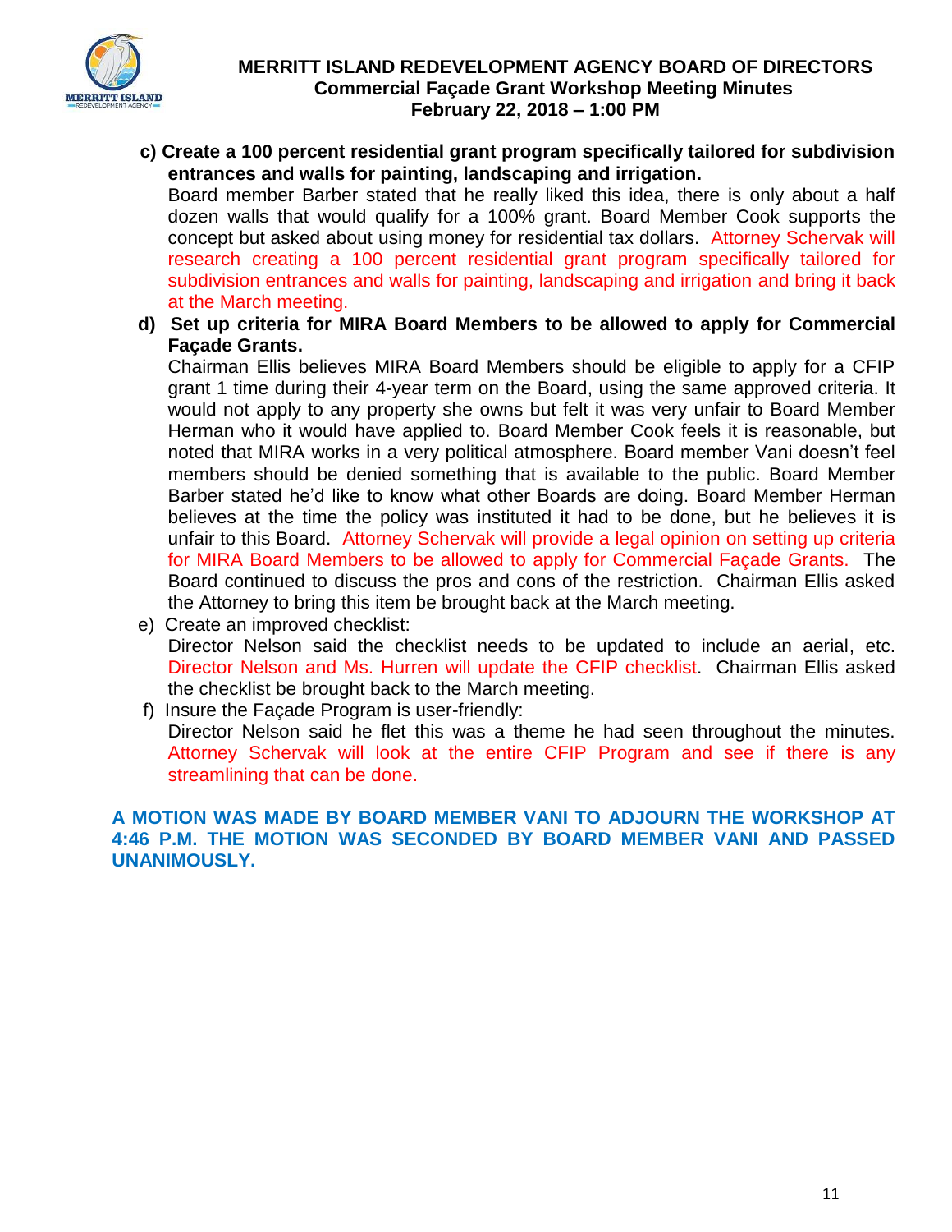**c) Create a 100 percent residential grant program specifically tailored for subdivision entrances and walls for painting, landscaping and irrigation.**

Board member Barber stated that he really liked this idea, there is only about a half dozen walls that would qualify for a 100% grant. Board Member Cook supports the concept but asked about using money for residential tax dollars. Attorney Schervak will research creating a 100 percent residential grant program specifically tailored for subdivision entrances and walls for painting, landscaping and irrigation and bring it back at the March meeting.

**d) Set up criteria for MIRA Board Members to be allowed to apply for Commercial Façade Grants.**

Chairman Ellis believes MIRA Board Members should be eligible to apply for a CFIP grant 1 time during their 4-year term on the Board, using the same approved criteria. It would not apply to any property she owns but felt it was very unfair to Board Member Herman who it would have applied to. Board Member Cook feels it is reasonable, but noted that MIRA works in a very political atmosphere. Board member Vani doesn't feel members should be denied something that is available to the public. Board Member Barber stated he'd like to know what other Boards are doing. Board Member Herman believes at the time the policy was instituted it had to be done, but he believes it is unfair to this Board. Attorney Schervak will provide a legal opinion on setting up criteria for MIRA Board Members to be allowed to apply for Commercial Façade Grants. The Board continued to discuss the pros and cons of the restriction. Chairman Ellis asked the Attorney to bring this item be brought back at the March meeting.

e) Create an improved checklist:

Director Nelson said the checklist needs to be updated to include an aerial, etc. Director Nelson and Ms. Hurren will update the CFIP checklist. Chairman Ellis asked the checklist be brought back to the March meeting.

f) Insure the Façade Program is user-friendly:

Director Nelson said he flet this was a theme he had seen throughout the minutes. Attorney Schervak will look at the entire CFIP Program and see if there is any streamlining that can be done.

**A MOTION WAS MADE BY BOARD MEMBER VANI TO ADJOURN THE WORKSHOP AT 4:46 P.M. THE MOTION WAS SECONDED BY BOARD MEMBER VANI AND PASSED UNANIMOUSLY.**